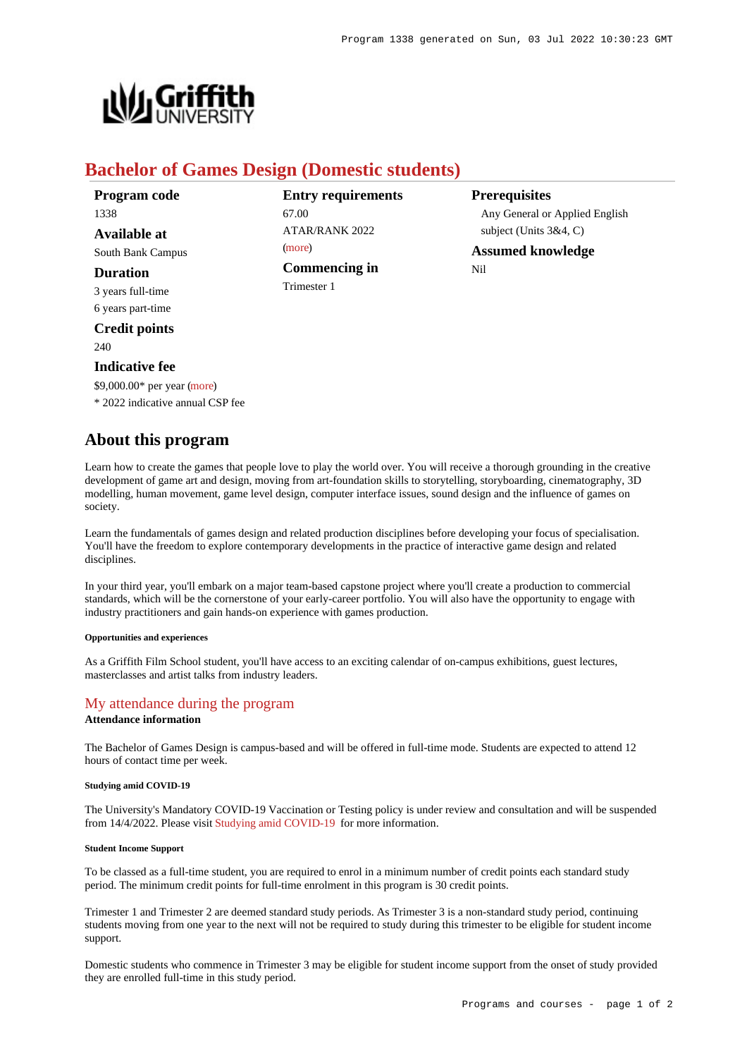# Bachelor of Games Design (Domestic students)

**Program code**
1338

**Available at**
South Bank Campus

**Duration**
3 years full-time
6 years part-time

**Credit points**
240

**Indicative fee**
$9,000.00* per year (more)
* 2022 indicative annual CSP fee

**Entry requirements**
67.00
ATAR/RANK 2022
(more)

**Commencing in**
Trimester 1

**Prerequisites**
Any General or Applied English subject (Units 3&4, C)

**Assumed knowledge**
Nil

## About this program

Learn how to create the games that people love to play the world over. You will receive a thorough grounding in the creative development of game art and design, moving from art-foundation skills to storytelling, storyboarding, cinematography, 3D modelling, human movement, game level design, computer interface issues, sound design and the influence of games on society.

Learn the fundamentals of games design and related production disciplines before developing your focus of specialisation. You'll have the freedom to explore contemporary developments in the practice of interactive game design and related disciplines.

In your third year, you'll embark on a major team-based capstone project where you'll create a production to commercial standards, which will be the cornerstone of your early-career portfolio. You will also have the opportunity to engage with industry practitioners and gain hands-on experience with games production.

###### Opportunities and experiences

As a Griffith Film School student, you'll have access to an exciting calendar of on-campus exhibitions, guest lectures, masterclasses and artist talks from industry leaders.

### My attendance during the program

**Attendance information**

The Bachelor of Games Design is campus-based and will be offered in full-time mode. Students are expected to attend 12 hours of contact time per week.

###### Studying amid COVID-19

The University's Mandatory COVID-19 Vaccination or Testing policy is under review and consultation and will be suspended from 14/4/2022. Please visit Studying amid COVID-19 for more information.

###### Student Income Support

To be classed as a full-time student, you are required to enrol in a minimum number of credit points each standard study period. The minimum credit points for full-time enrolment in this program is 30 credit points.

Trimester 1 and Trimester 2 are deemed standard study periods. As Trimester 3 is a non-standard study period, continuing students moving from one year to the next will not be required to study during this trimester to be eligible for student income support.

Domestic students who commence in Trimester 3 may be eligible for student income support from the onset of study provided they are enrolled full-time in this study period.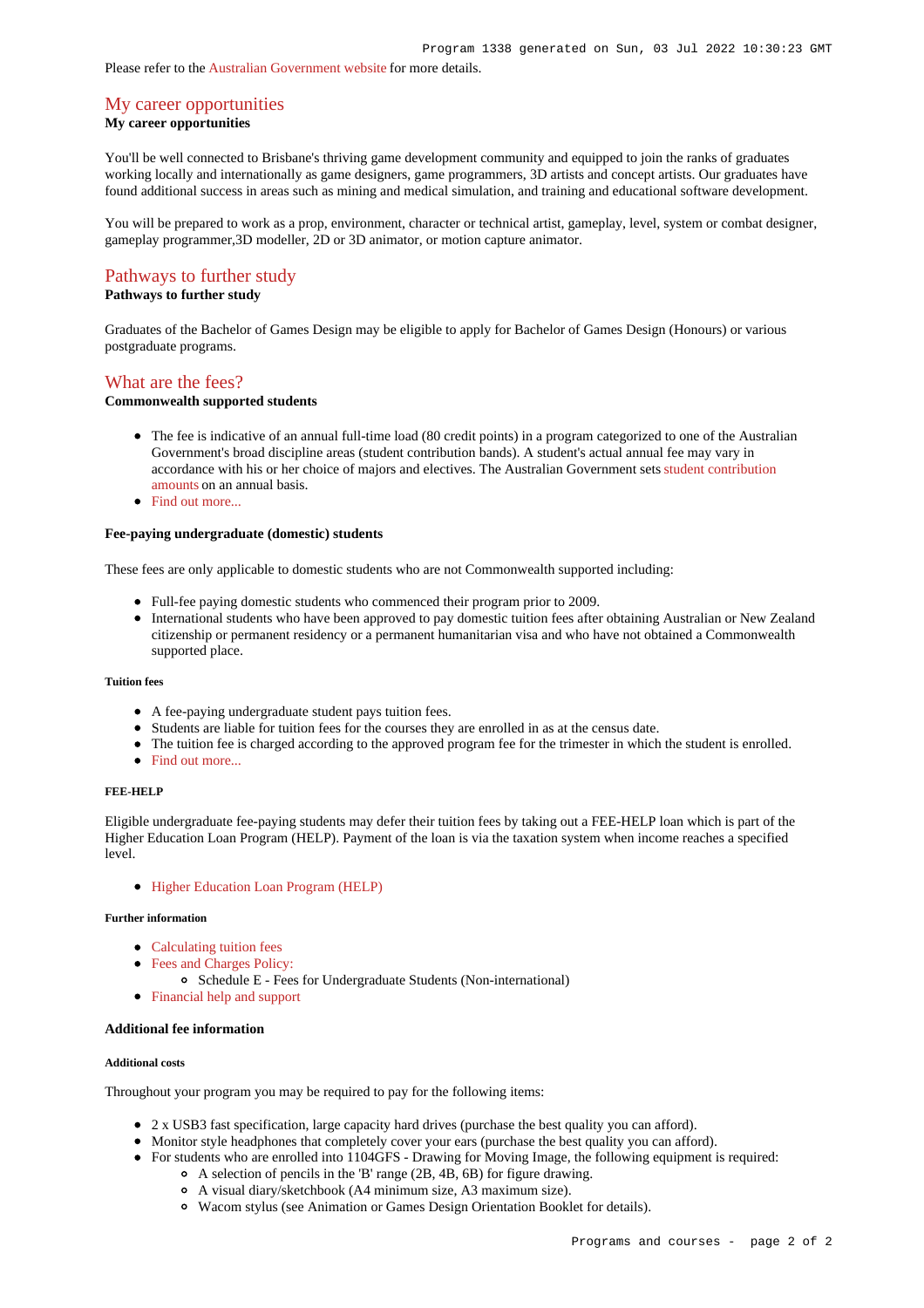Please refer to the Australian Government website for more details.

## My career opportunities

**My career opportunities**

You'll be well connected to Brisbane's thriving game development community and equipped to join the ranks of graduates working locally and internationally as game designers, game programmers, 3D artists and concept artists. Our graduates have found additional success in areas such as mining and medical simulation, and training and educational software development.

You will be prepared to work as a prop, environment, character or technical artist, gameplay, level, system or combat designer, gameplay programmer,3D modeller, 2D or 3D animator, or motion capture animator.

## Pathways to further study

**Pathways to further study**

Graduates of the Bachelor of Games Design may be eligible to apply for Bachelor of Games Design (Honours) or various postgraduate programs.

## What are the fees?

**Commonwealth supported students**

- The fee is indicative of an annual full-time load (80 credit points) in a program categorized to one of the Australian Government's broad discipline areas (student contribution bands). A student's actual annual fee may vary in accordance with his or her choice of majors and electives. The Australian Government sets student contribution amounts on an annual basis.
- Find out more...

#### Fee-paying undergraduate (domestic) students

These fees are only applicable to domestic students who are not Commonwealth supported including:

- Full-fee paying domestic students who commenced their program prior to 2009.
- International students who have been approved to pay domestic tuition fees after obtaining Australian or New Zealand citizenship or permanent residency or a permanent humanitarian visa and who have not obtained a Commonwealth supported place.

##### Tuition fees

- A fee-paying undergraduate student pays tuition fees.
- Students are liable for tuition fees for the courses they are enrolled in as at the census date.
- The tuition fee is charged according to the approved program fee for the trimester in which the student is enrolled.
- Find out more...

##### FEE-HELP

Eligible undergraduate fee-paying students may defer their tuition fees by taking out a FEE-HELP loan which is part of the Higher Education Loan Program (HELP). Payment of the loan is via the taxation system when income reaches a specified level.

- Higher Education Loan Program (HELP)

##### Further information

- Calculating tuition fees
- Fees and Charges Policy:
  - Schedule E - Fees for Undergraduate Students (Non-international)
- Financial help and support

**Additional fee information**

##### Additional costs

Throughout your program you may be required to pay for the following items:

- 2 x USB3 fast specification, large capacity hard drives (purchase the best quality you can afford).
- Monitor style headphones that completely cover your ears (purchase the best quality you can afford).
- For students who are enrolled into 1104GFS - Drawing for Moving Image, the following equipment is required:
  - A selection of pencils in the 'B' range (2B, 4B, 6B) for figure drawing.
  - A visual diary/sketchbook (A4 minimum size, A3 maximum size).
  - Wacom stylus (see Animation or Games Design Orientation Booklet for details).